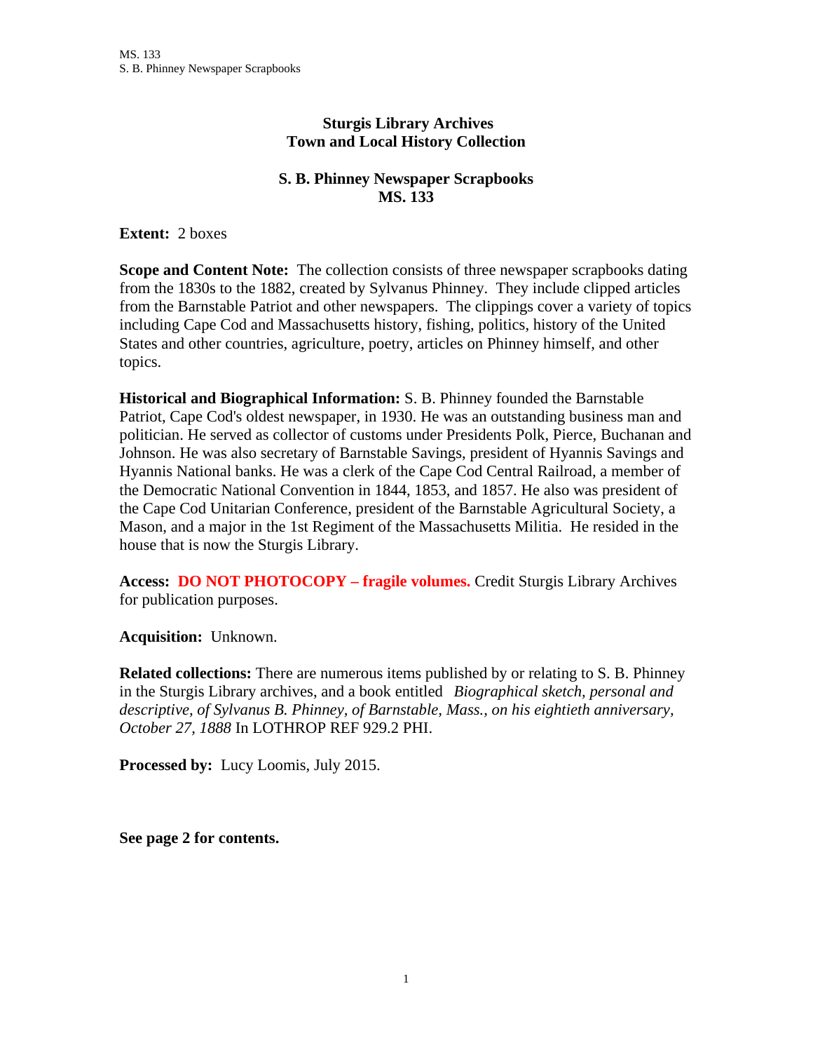**Sturgis Library Archives**
**Town and Local History Collection**

**S. B. Phinney Newspaper Scrapbooks**
**MS. 133**

**Extent:** 2 boxes

**Scope and Content Note:** The collection consists of three newspaper scrapbooks dating from the 1830s to the 1882, created by Sylvanus Phinney. They include clipped articles from the Barnstable Patriot and other newspapers. The clippings cover a variety of topics including Cape Cod and Massachusetts history, fishing, politics, history of the United States and other countries, agriculture, poetry, articles on Phinney himself, and other topics.

**Historical and Biographical Information:** S. B. Phinney founded the Barnstable Patriot, Cape Cod's oldest newspaper, in 1930. He was an outstanding business man and politician. He served as collector of customs under Presidents Polk, Pierce, Buchanan and Johnson. He was also secretary of Barnstable Savings, president of Hyannis Savings and Hyannis National banks. He was a clerk of the Cape Cod Central Railroad, a member of the Democratic National Convention in 1844, 1853, and 1857. He also was president of the Cape Cod Unitarian Conference, president of the Barnstable Agricultural Society, a Mason, and a major in the 1st Regiment of the Massachusetts Militia. He resided in the house that is now the Sturgis Library.

**Access: DO NOT PHOTOCOPY – fragile volumes.** Credit Sturgis Library Archives for publication purposes.

**Acquisition:** Unknown.

**Related collections:** There are numerous items published by or relating to S. B. Phinney in the Sturgis Library archives, and a book entitled *Biographical sketch, personal and descriptive, of Sylvanus B. Phinney, of Barnstable, Mass., on his eightieth anniversary, October 27, 1888* In LOTHROP REF 929.2 PHI.

**Processed by:** Lucy Loomis, July 2015.

**See page 2 for contents.**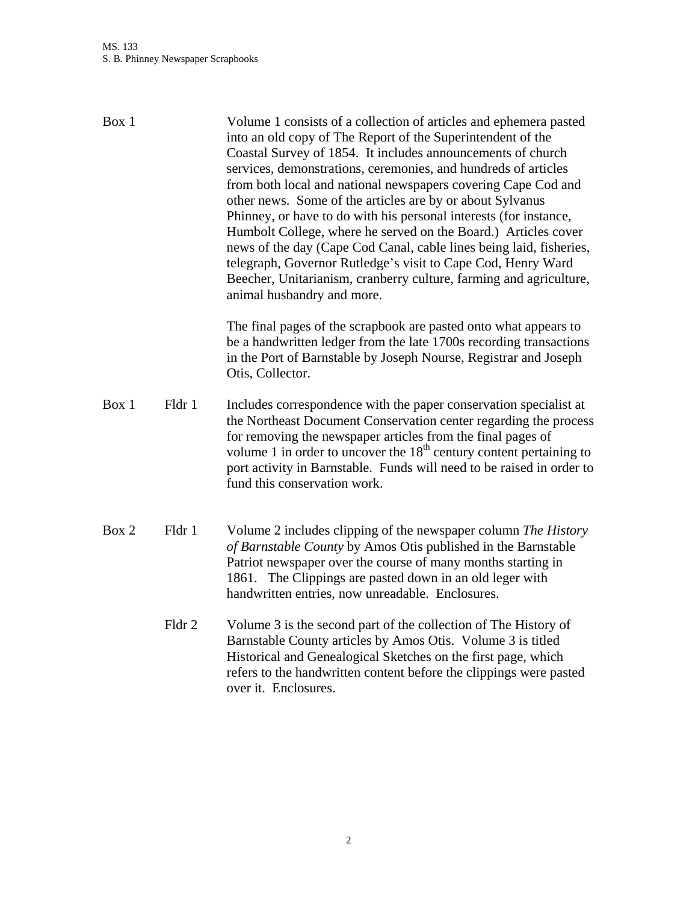| | | |
|---|---|---|
| Box 1 | | Volume 1 consists of a collection of articles and ephemera pasted into an old copy of The Report of the Superintendent of the Coastal Survey of 1854. It includes announcements of church services, demonstrations, ceremonies, and hundreds of articles from both local and national newspapers covering Cape Cod and other news. Some of the articles are by or about Sylvanus Phinney, or have to do with his personal interests (for instance, Humbolt College, where he served on the Board.) Articles cover news of the day (Cape Cod Canal, cable lines being laid, fisheries, telegraph, Governor Rutledge's visit to Cape Cod, Henry Ward Beecher, Unitarianism, cranberry culture, farming and agriculture, animal husbandry and more.<br><br>The final pages of the scrapbook are pasted onto what appears to be a handwritten ledger from the late 1700s recording transactions in the Port of Barnstable by Joseph Nourse, Registrar and Joseph Otis, Collector. |
| Box 1 | Fldr 1 | Includes correspondence with the paper conservation specialist at the Northeast Document Conservation center regarding the process for removing the newspaper articles from the final pages of volume 1 in order to uncover the 18th century content pertaining to port activity in Barnstable. Funds will need to be raised in order to fund this conservation work. |
| Box 2 | Fldr 1 | Volume 2 includes clipping of the newspaper column *The History of Barnstable County* by Amos Otis published in the Barnstable Patriot newspaper over the course of many months starting in 1861. The Clippings are pasted down in an old leger with handwritten entries, now unreadable. Enclosures. |
| | Fldr 2 | Volume 3 is the second part of the collection of The History of Barnstable County articles by Amos Otis. Volume 3 is titled Historical and Genealogical Sketches on the first page, which refers to the handwritten content before the clippings were pasted over it. Enclosures. |